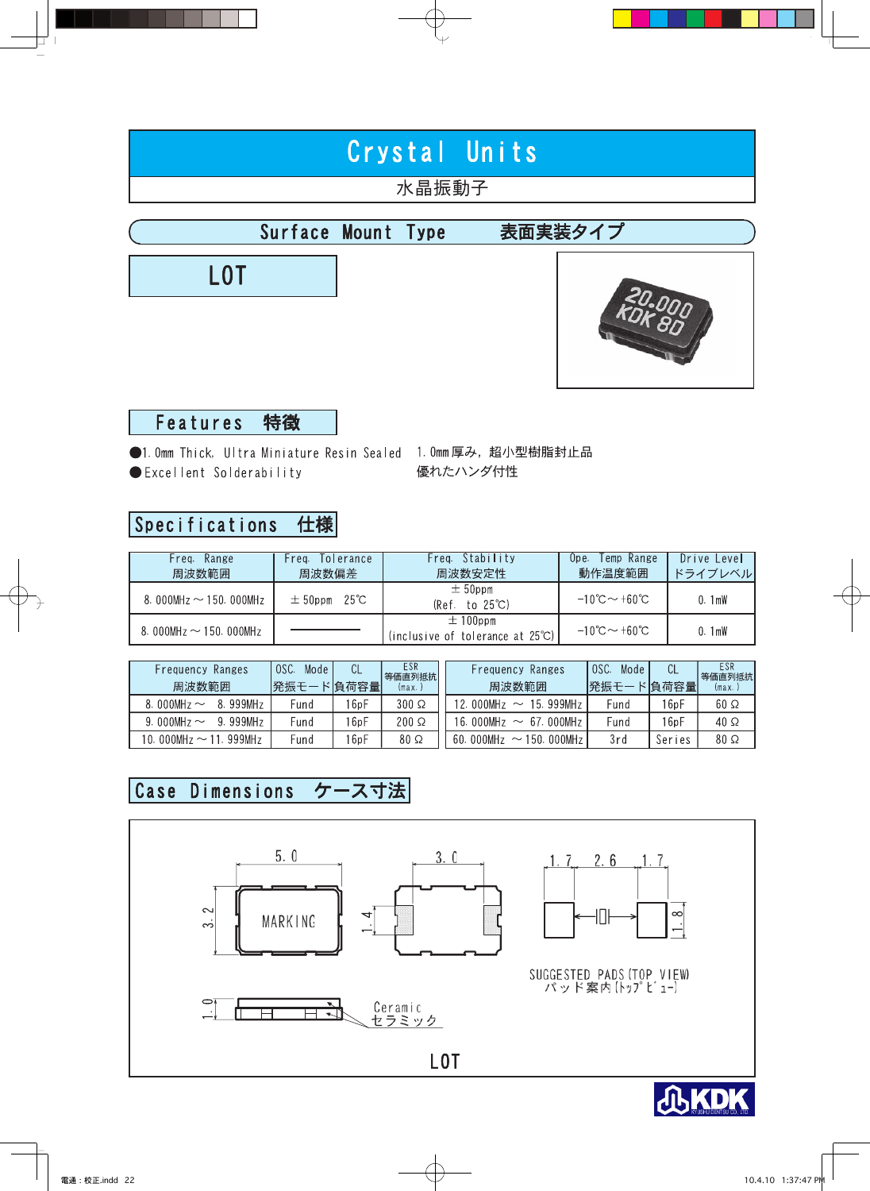# Crystal Units

水晶振動子

## Surface Mount Type　表面実装タイプ

# LOT

## Features　特徴

- 1.0mm Thick, Ultra Miniature Resin Sealed　1.0mm厚み，超小型樹脂封止品
- Excellent Solderability　優れたハンダ付性

## Specifications　仕様

| Freq. Range 周波数範囲 | Freq. Tolerance 周波数偏差 | Freq. Stability 周波数安定性 | Ope. Temp Range 動作温度範囲 | Drive Level ドライブレベル |
|---|---|---|---|---|
| 8.000MHz～150.000MHz | ±50ppm 25℃ | ±50ppm (Ref. to 25℃) | -10℃～+60℃ | 0.1mW |
| 8.000MHz～150.000MHz | ―――― | ±100ppm (inclusive of tolerance at 25℃) | -10℃～+60℃ | 0.1mW |

| Frequency Ranges 周波数範囲 | OSC. Mode 発振モード | CL 負荷容量 | ESR 等価直列抵抗 (max.) | Frequency Ranges 周波数範囲 | OSC. Mode 発振モード | CL 負荷容量 | ESR 等価直列抵抗 (max.) |
|---|---|---|---|---|---|---|---|
| 8.000MHz～ 8.999MHz | Fund | 16pF | 300Ω | 12.000MHz ～ 15.999MHz | Fund | 16pF | 60Ω |
| 9.000MHz～ 9.999MHz | Fund | 16pF | 200Ω | 16.000MHz ～ 67.000MHz | Fund | 16pF | 40Ω |
| 10.000MHz～11.999MHz | Fund | 16pF | 80Ω | 60.000MHz ～150.000MHz | 3rd | Series | 80Ω |

## Case Dimensions　ケース寸法

5.0 / 3.2 / MARKING / 3.0 / 1.4 / 1.0 / Ceramic セラミック

1.7 2.6 1.7 / 1.8

SUGGESTED PADS (TOP VIEW)
パッド案内（トップビュー）

LOT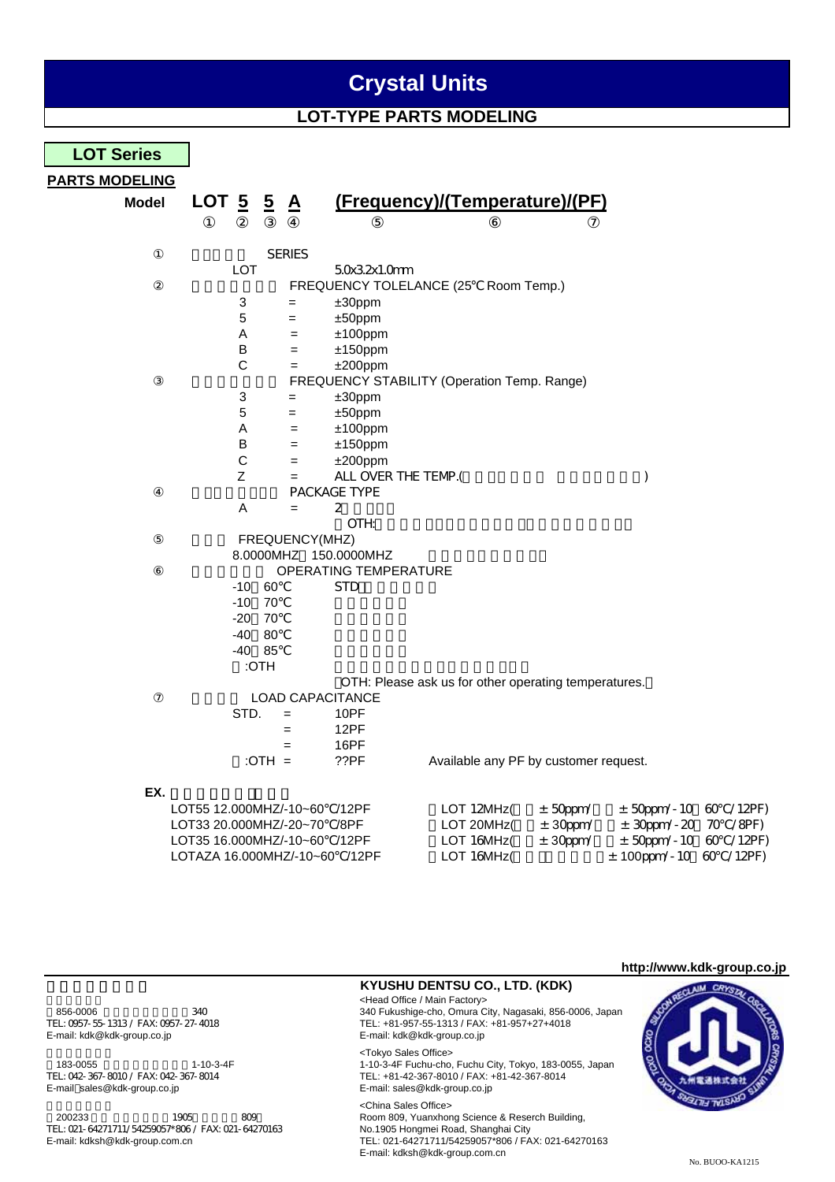# Crystal Units

## LOT-TYPE PARTS MODELING

### LOT Series

**PARTS MODELING**

**Model** LOT 5 5 A (Frequency)/(Temperature)/(PF)

① ② ③ ④ ⑤ ⑥ ⑦

① SERIES
LOT 5.0x3.2x1.0mm

② FREQUENCY TOLELANCE (25℃ Room Temp.)

| | | |
|---|---|---|
| 3 | = | ±30ppm |
| 5 | = | ±50ppm |
| A | = | ±100ppm |
| B | = | ±150ppm |
| C | = | ±200ppm |

③ FREQUENCY STABILITY (Operation Temp. Range)

| | | |
|---|---|---|
| 3 | = | ±30ppm |
| 5 | = | ±50ppm |
| A | = | ±100ppm |
| B | = | ±150ppm |
| C | = | ±200ppm |
| Z | = | ALL OVER THE TEMP.( ) |

④ PACKAGE TYPE

A = 2

OTH:

⑤ FREQUENCY(MHZ)

8.0000MHZ 150.0000MHZ

⑥ OPERATING TEMPERATURE

- -10 60℃ STD
- -10 70℃
- -20 70℃
- -40 80℃
- -40 85℃
- :OTH

OTH: Please ask us for other operating temperatures.

⑦ LOAD CAPACITANCE

| | | | |
|---|---|---|---|
| STD. | = | 10PF | |
| | = | 12PF | |
| | = | 16PF | |
| :OTH | = | ??PF | Available any PF by customer request. |

**EX.**

| | |
|---|---|
| LOT55 12.000MHZ/-10~60℃/12PF | LOT 12MHz( ±50ppm/ ±50ppm/-10 60℃/12PF) |
| LOT33 20.000MHZ/-20~70℃/8PF | LOT 20MHz( ±30ppm/ ±30ppm/-20 70℃/8PF) |
| LOT35 16.000MHZ/-10~60℃/12PF | LOT 16MHz( ±30ppm/ ±50ppm/-10 60℃/12PF) |
| LOTAZA 16.000MHZ/-10~60℃/12PF | LOT 16MHz( ±100ppm/-10 60℃/12PF) |

http://www.kdk-group.co.jp

856-0006 340
TEL: 0957-55-1313 / FAX: 0957-27-4018
E-mail: kdk@kdk-group.co.jp

183-0055 1-10-3-4F
TEL: 042-367-8010 / FAX: 042-367-8014
E-mail sales@kdk-group.co.jp

200233 1905 809
TEL: 021-64271711/54259057*806 / FAX: 021-64270163
E-mail: kdksh@kdk-group.com.cn

**KYUSHU DENTSU CO., LTD. (KDK)**

<Head Office / Main Factory>
340 Fukushige-cho, Omura City, Nagasaki, 856-0006, Japan
TEL: +81-957-55-1313 / FAX: +81-957+27+4018
E-mail: kdk@kdk-group.co.jp

<Tokyo Sales Office>
1-10-3-4F Fuchu-cho, Fuchu City, Tokyo, 183-0055, Japan
TEL: +81-42-367-8010 / FAX: +81-42-367-8014
E-mail: sales@kdk-group.co.jp

<China Sales Office>
Room 809, Yuanxhong Science & Reserch Building,
No.1905 Hongmei Road, Shanghai City
TEL: 021-64271711/54259057*806 / FAX: 021-64270163
E-mail: kdksh@kdk-group.com.cn

No. BUOO-KA1215